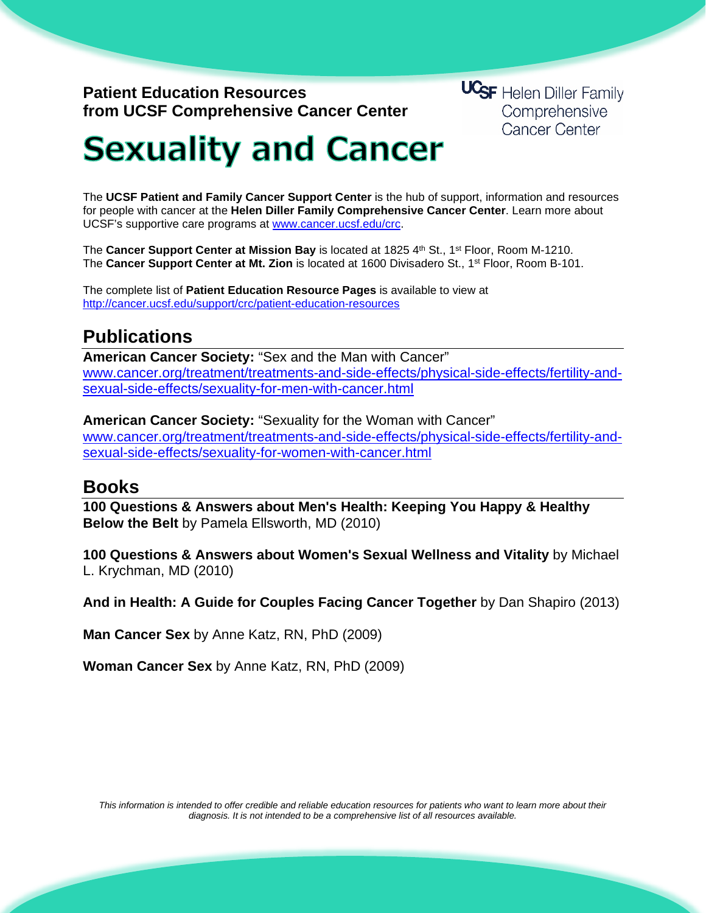**Patient Education Resources**
**from UCSF Comprehensive Cancer Center**

UCSF Helen Diller Family Comprehensive Cancer Center

# Sexuality and Cancer

The **UCSF Patient and Family Cancer Support Center** is the hub of support, information and resources for people with cancer at the **Helen Diller Family Comprehensive Cancer Center**. Learn more about UCSF's supportive care programs at www.cancer.ucsf.edu/crc.

The **Cancer Support Center at Mission Bay** is located at 1825 4th St., 1st Floor, Room M-1210.
The **Cancer Support Center at Mt. Zion** is located at 1600 Divisadero St., 1st Floor, Room B-101.

The complete list of **Patient Education Resource Pages** is available to view at
http://cancer.ucsf.edu/support/crc/patient-education-resources

## Publications

**American Cancer Society:** "Sex and the Man with Cancer"
www.cancer.org/treatment/treatments-and-side-effects/physical-side-effects/fertility-and-sexual-side-effects/sexuality-for-men-with-cancer.html

**American Cancer Society:** "Sexuality for the Woman with Cancer"
www.cancer.org/treatment/treatments-and-side-effects/physical-side-effects/fertility-and-sexual-side-effects/sexuality-for-women-with-cancer.html

## Books

**100 Questions & Answers about Men's Health: Keeping You Happy & Healthy Below the Belt** by Pamela Ellsworth, MD (2010)

**100 Questions & Answers about Women's Sexual Wellness and Vitality** by Michael L. Krychman, MD (2010)

**And in Health: A Guide for Couples Facing Cancer Together** by Dan Shapiro (2013)

**Man Cancer Sex** by Anne Katz, RN, PhD (2009)

**Woman Cancer Sex** by Anne Katz, RN, PhD (2009)

*This information is intended to offer credible and reliable education resources for patients who want to learn more about their diagnosis. It is not intended to be a comprehensive list of all resources available.*